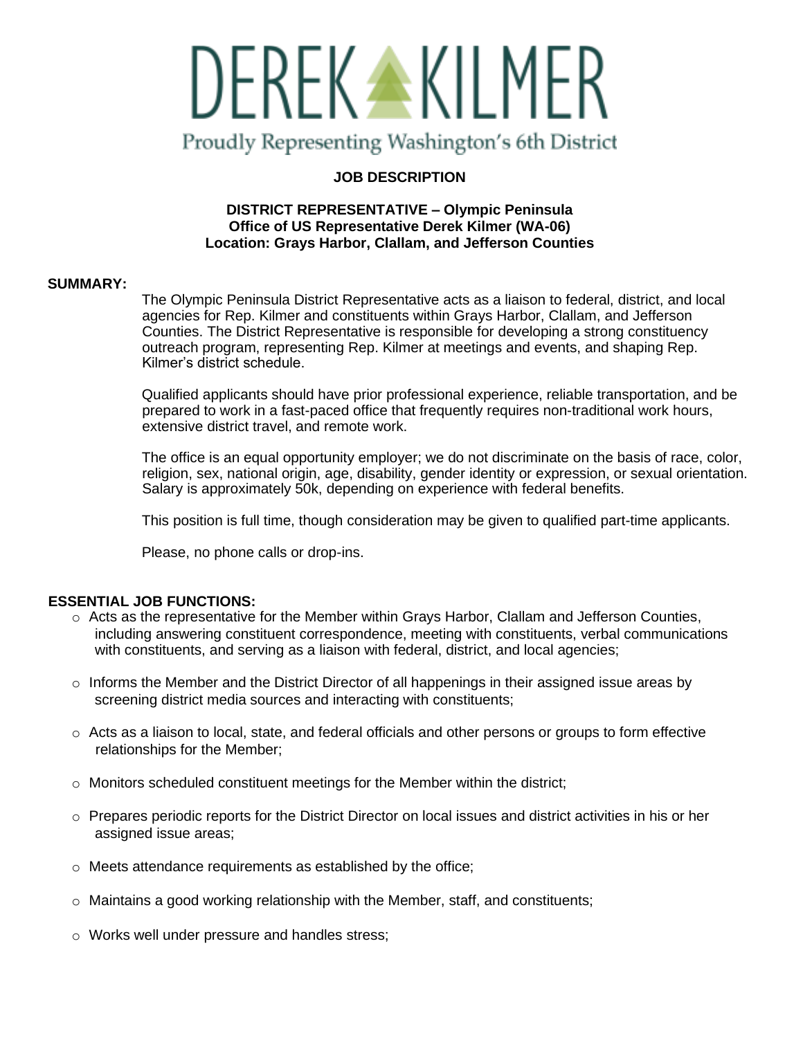# DEREK KILMER

Proudly Representing Washington's 6th District

**JOB DESCRIPTION**

**DISTRICT REPRESENTATIVE – Olympic Peninsula**
**Office of US Representative Derek Kilmer (WA-06)**
**Location: Grays Harbor, Clallam, and Jefferson Counties**

**SUMMARY:**

The Olympic Peninsula District Representative acts as a liaison to federal, district, and local agencies for Rep. Kilmer and constituents within Grays Harbor, Clallam, and Jefferson Counties. The District Representative is responsible for developing a strong constituency outreach program, representing Rep. Kilmer at meetings and events, and shaping Rep. Kilmer's district schedule.

Qualified applicants should have prior professional experience, reliable transportation, and be prepared to work in a fast-paced office that frequently requires non-traditional work hours, extensive district travel, and remote work.

The office is an equal opportunity employer; we do not discriminate on the basis of race, color, religion, sex, national origin, age, disability, gender identity or expression, or sexual orientation. Salary is approximately 50k, depending on experience with federal benefits.

This position is full time, though consideration may be given to qualified part-time applicants.

Please, no phone calls or drop-ins.

**ESSENTIAL JOB FUNCTIONS:**

- Acts as the representative for the Member within Grays Harbor, Clallam and Jefferson Counties, including answering constituent correspondence, meeting with constituents, verbal communications with constituents, and serving as a liaison with federal, district, and local agencies;
- Informs the Member and the District Director of all happenings in their assigned issue areas by screening district media sources and interacting with constituents;
- Acts as a liaison to local, state, and federal officials and other persons or groups to form effective relationships for the Member;
- Monitors scheduled constituent meetings for the Member within the district;
- Prepares periodic reports for the District Director on local issues and district activities in his or her assigned issue areas;
- Meets attendance requirements as established by the office;
- Maintains a good working relationship with the Member, staff, and constituents;
- Works well under pressure and handles stress;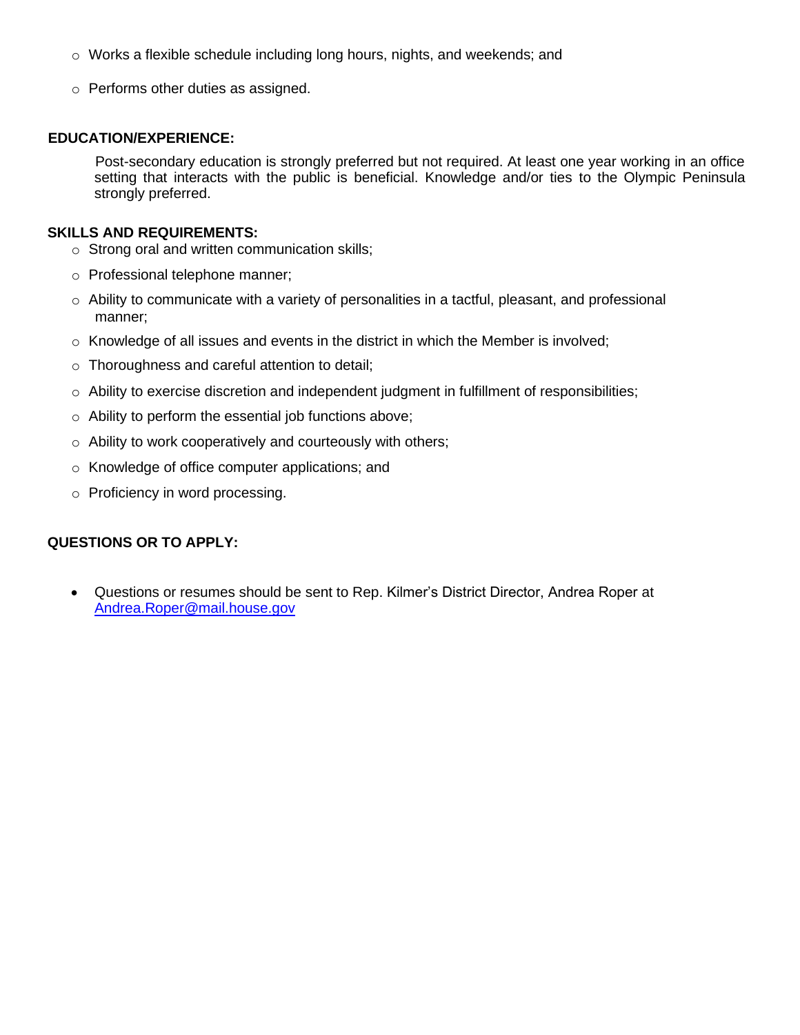- Works a flexible schedule including long hours, nights, and weekends; and
- Performs other duties as assigned.

**EDUCATION/EXPERIENCE:**

Post-secondary education is strongly preferred but not required. At least one year working in an office setting that interacts with the public is beneficial. Knowledge and/or ties to the Olympic Peninsula strongly preferred.

**SKILLS AND REQUIREMENTS:**

- Strong oral and written communication skills;
- Professional telephone manner;
- Ability to communicate with a variety of personalities in a tactful, pleasant, and professional manner;
- Knowledge of all issues and events in the district in which the Member is involved;
- Thoroughness and careful attention to detail;
- Ability to exercise discretion and independent judgment in fulfillment of responsibilities;
- Ability to perform the essential job functions above;
- Ability to work cooperatively and courteously with others;
- Knowledge of office computer applications; and
- Proficiency in word processing.

**QUESTIONS OR TO APPLY:**

- Questions or resumes should be sent to Rep. Kilmer's District Director, Andrea Roper at [Andrea.Roper@mail.house.gov](mailto:Andrea.Roper@mail.house.gov)